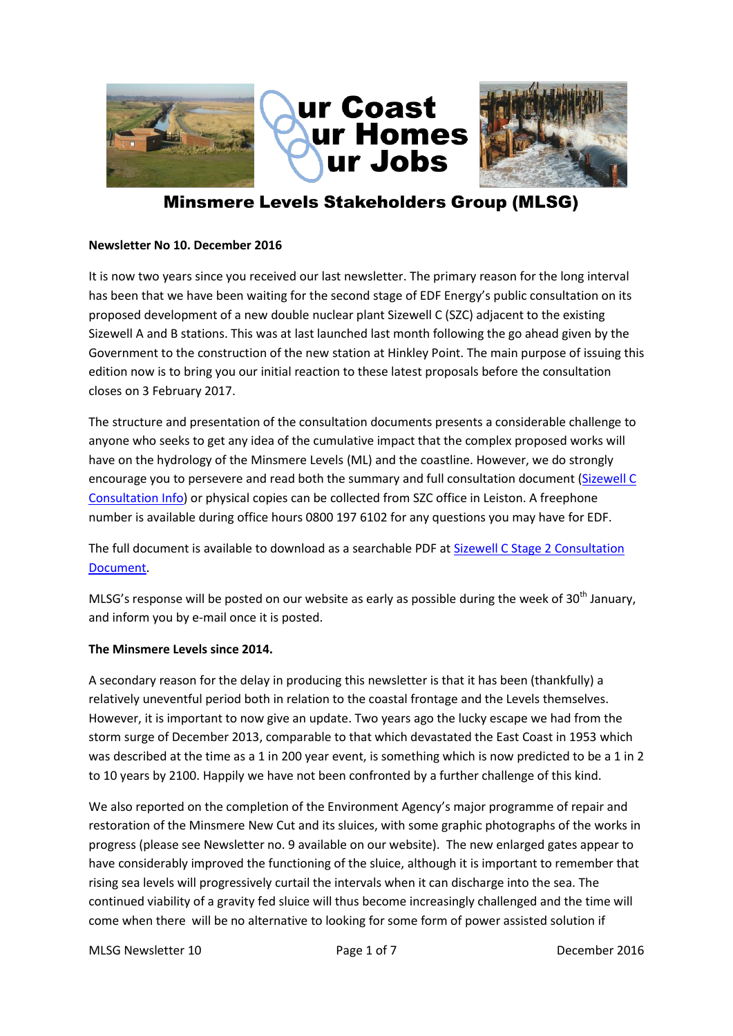Our Coast
Our Homes
Our Jobs

# Minsmere Levels Stakeholders Group (MLSG)

**Newsletter No 10. December 2016**

It is now two years since you received our last newsletter. The primary reason for the long interval has been that we have been waiting for the second stage of EDF Energy's public consultation on its proposed development of a new double nuclear plant Sizewell C (SZC) adjacent to the existing Sizewell A and B stations. This was at last launched last month following the go ahead given by the Government to the construction of the new station at Hinkley Point. The main purpose of issuing this edition now is to bring you our initial reaction to these latest proposals before the consultation closes on 3 February 2017.

The structure and presentation of the consultation documents presents a considerable challenge to anyone who seeks to get any idea of the cumulative impact that the complex proposed works will have on the hydrology of the Minsmere Levels (ML) and the coastline. However, we do strongly encourage you to persevere and read both the summary and full consultation document (Sizewell C Consultation Info) or physical copies can be collected from SZC office in Leiston. A freephone number is available during office hours 0800 197 6102 for any questions you may have for EDF.

The full document is available to download as a searchable PDF at Sizewell C Stage 2 Consultation Document.

MLSG's response will be posted on our website as early as possible during the week of 30th January, and inform you by e-mail once it is posted.

**The Minsmere Levels since 2014.**

A secondary reason for the delay in producing this newsletter is that it has been (thankfully) a relatively uneventful period both in relation to the coastal frontage and the Levels themselves. However, it is important to now give an update. Two years ago the lucky escape we had from the storm surge of December 2013, comparable to that which devastated the East Coast in 1953 which was described at the time as a 1 in 200 year event, is something which is now predicted to be a 1 in 2 to 10 years by 2100. Happily we have not been confronted by a further challenge of this kind.

We also reported on the completion of the Environment Agency's major programme of repair and restoration of the Minsmere New Cut and its sluices, with some graphic photographs of the works in progress (please see Newsletter no. 9 available on our website). The new enlarged gates appear to have considerably improved the functioning of the sluice, although it is important to remember that rising sea levels will progressively curtail the intervals when it can discharge into the sea. The continued viability of a gravity fed sluice will thus become increasingly challenged and the time will come when there will be no alternative to looking for some form of power assisted solution if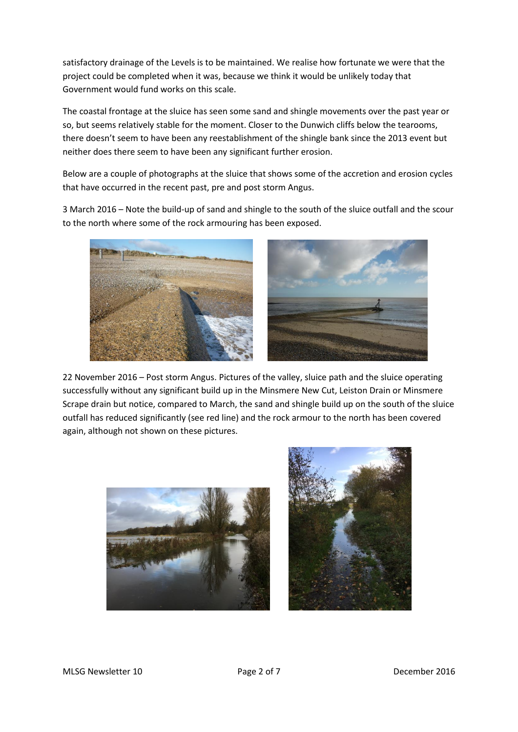satisfactory drainage of the Levels is to be maintained. We realise how fortunate we were that the project could be completed when it was, because we think it would be unlikely today that Government would fund works on this scale.

The coastal frontage at the sluice has seen some sand and shingle movements over the past year or so, but seems relatively stable for the moment. Closer to the Dunwich cliffs below the tearooms, there doesn't seem to have been any reestablishment of the shingle bank since the 2013 event but neither does there seem to have been any significant further erosion.

Below are a couple of photographs at the sluice that shows some of the accretion and erosion cycles that have occurred in the recent past, pre and post storm Angus.

3 March 2016 – Note the build-up of sand and shingle to the south of the sluice outfall and the scour to the north where some of the rock armouring has been exposed.

22 November 2016 – Post storm Angus. Pictures of the valley, sluice path and the sluice operating successfully without any significant build up in the Minsmere New Cut, Leiston Drain or Minsmere Scrape drain but notice, compared to March, the sand and shingle build up on the south of the sluice outfall has reduced significantly (see red line) and the rock armour to the north has been covered again, although not shown on these pictures.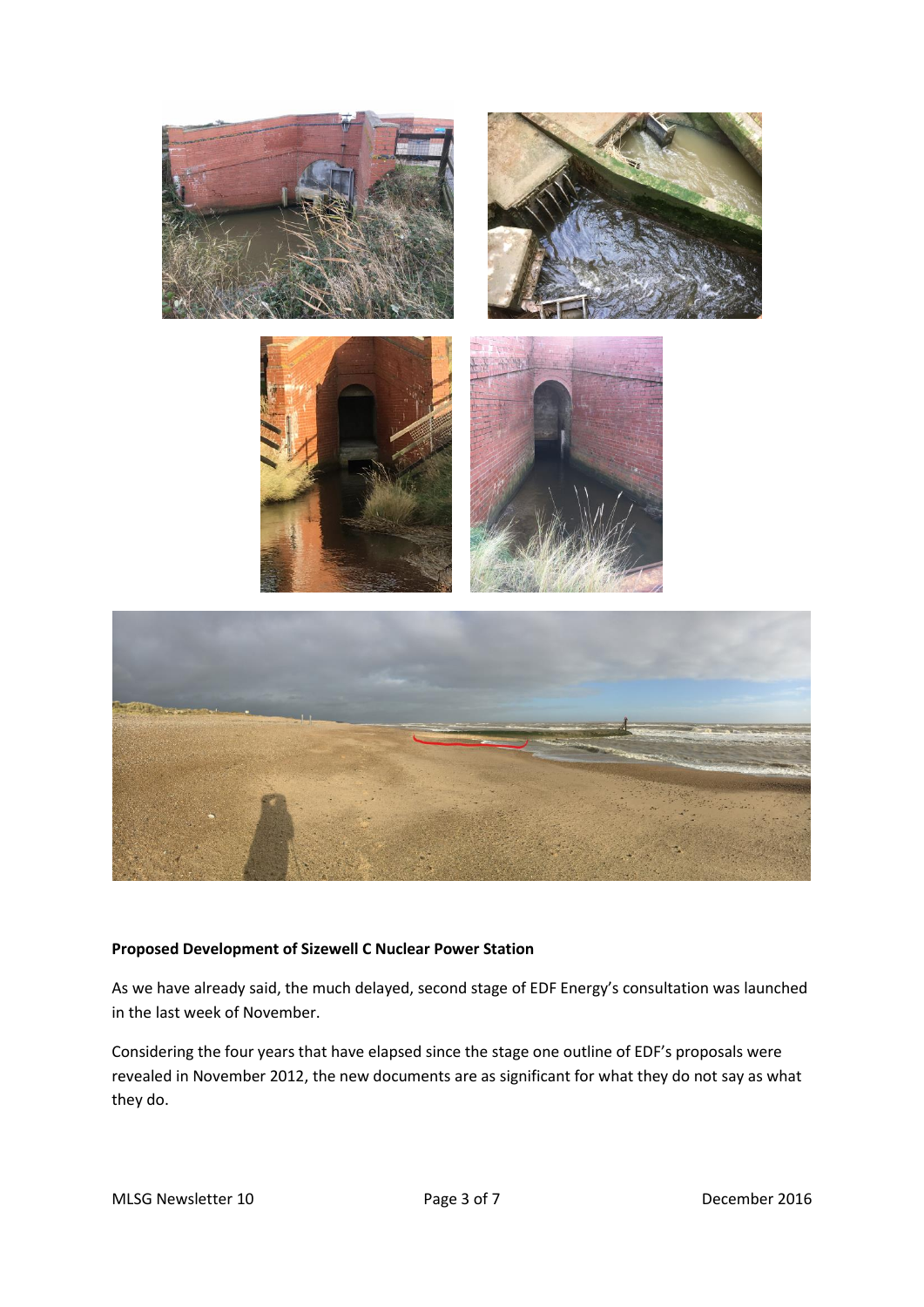**Proposed Development of Sizewell C Nuclear Power Station**

As we have already said, the much delayed, second stage of EDF Energy's consultation was launched in the last week of November.

Considering the four years that have elapsed since the stage one outline of EDF's proposals were revealed in November 2012, the new documents are as significant for what they do not say as what they do.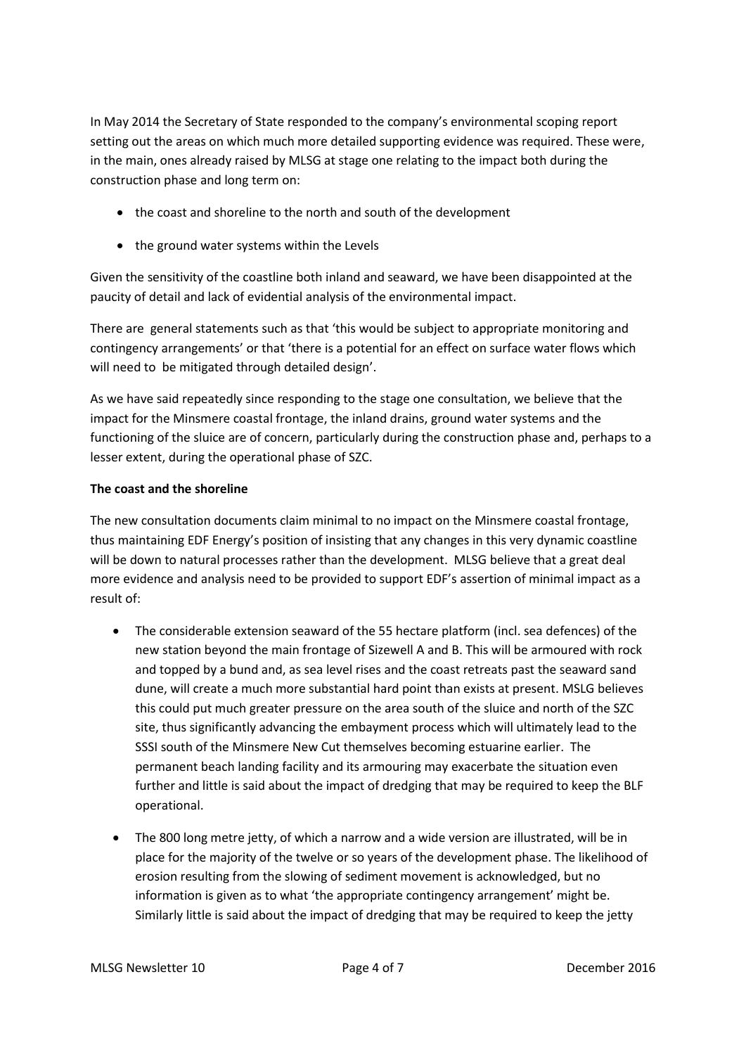In May 2014 the Secretary of State responded to the company's environmental scoping report setting out the areas on which much more detailed supporting evidence was required. These were, in the main, ones already raised by MLSG at stage one relating to the impact both during the construction phase and long term on:

- the coast and shoreline to the north and south of the development
- the ground water systems within the Levels

Given the sensitivity of the coastline both inland and seaward, we have been disappointed at the paucity of detail and lack of evidential analysis of the environmental impact.

There are general statements such as that 'this would be subject to appropriate monitoring and contingency arrangements' or that 'there is a potential for an effect on surface water flows which will need to be mitigated through detailed design'.

As we have said repeatedly since responding to the stage one consultation, we believe that the impact for the Minsmere coastal frontage, the inland drains, ground water systems and the functioning of the sluice are of concern, particularly during the construction phase and, perhaps to a lesser extent, during the operational phase of SZC.

**The coast and the shoreline**

The new consultation documents claim minimal to no impact on the Minsmere coastal frontage, thus maintaining EDF Energy's position of insisting that any changes in this very dynamic coastline will be down to natural processes rather than the development. MLSG believe that a great deal more evidence and analysis need to be provided to support EDF's assertion of minimal impact as a result of:

- The considerable extension seaward of the 55 hectare platform (incl. sea defences) of the new station beyond the main frontage of Sizewell A and B. This will be armoured with rock and topped by a bund and, as sea level rises and the coast retreats past the seaward sand dune, will create a much more substantial hard point than exists at present. MSLG believes this could put much greater pressure on the area south of the sluice and north of the SZC site, thus significantly advancing the embayment process which will ultimately lead to the SSSI south of the Minsmere New Cut themselves becoming estuarine earlier. The permanent beach landing facility and its armouring may exacerbate the situation even further and little is said about the impact of dredging that may be required to keep the BLF operational.
- The 800 long metre jetty, of which a narrow and a wide version are illustrated, will be in place for the majority of the twelve or so years of the development phase. The likelihood of erosion resulting from the slowing of sediment movement is acknowledged, but no information is given as to what 'the appropriate contingency arrangement' might be. Similarly little is said about the impact of dredging that may be required to keep the jetty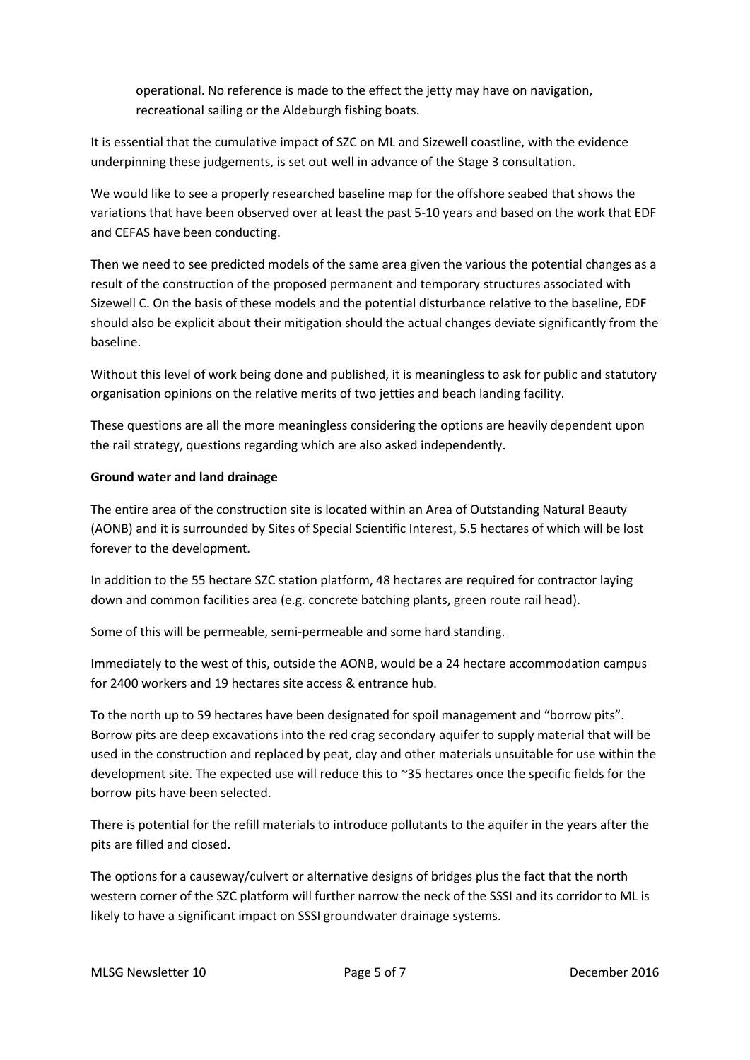operational. No reference is made to the effect the jetty may have on navigation, recreational sailing or the Aldeburgh fishing boats.

It is essential that the cumulative impact of SZC on ML and Sizewell coastline, with the evidence underpinning these judgements, is set out well in advance of the Stage 3 consultation.

We would like to see a properly researched baseline map for the offshore seabed that shows the variations that have been observed over at least the past 5-10 years and based on the work that EDF and CEFAS have been conducting.

Then we need to see predicted models of the same area given the various the potential changes as a result of the construction of the proposed permanent and temporary structures associated with Sizewell C. On the basis of these models and the potential disturbance relative to the baseline, EDF should also be explicit about their mitigation should the actual changes deviate significantly from the baseline.

Without this level of work being done and published, it is meaningless to ask for public and statutory organisation opinions on the relative merits of two jetties and beach landing facility.

These questions are all the more meaningless considering the options are heavily dependent upon the rail strategy, questions regarding which are also asked independently.

**Ground water and land drainage**

The entire area of the construction site is located within an Area of Outstanding Natural Beauty (AONB) and it is surrounded by Sites of Special Scientific Interest, 5.5 hectares of which will be lost forever to the development.

In addition to the 55 hectare SZC station platform, 48 hectares are required for contractor laying down and common facilities area (e.g. concrete batching plants, green route rail head).

Some of this will be permeable, semi-permeable and some hard standing.

Immediately to the west of this, outside the AONB, would be a 24 hectare accommodation campus for 2400 workers and 19 hectares site access & entrance hub.

To the north up to 59 hectares have been designated for spoil management and "borrow pits". Borrow pits are deep excavations into the red crag secondary aquifer to supply material that will be used in the construction and replaced by peat, clay and other materials unsuitable for use within the development site. The expected use will reduce this to ~35 hectares once the specific fields for the borrow pits have been selected.

There is potential for the refill materials to introduce pollutants to the aquifer in the years after the pits are filled and closed.

The options for a causeway/culvert or alternative designs of bridges plus the fact that the north western corner of the SZC platform will further narrow the neck of the SSSI and its corridor to ML is likely to have a significant impact on SSSI groundwater drainage systems.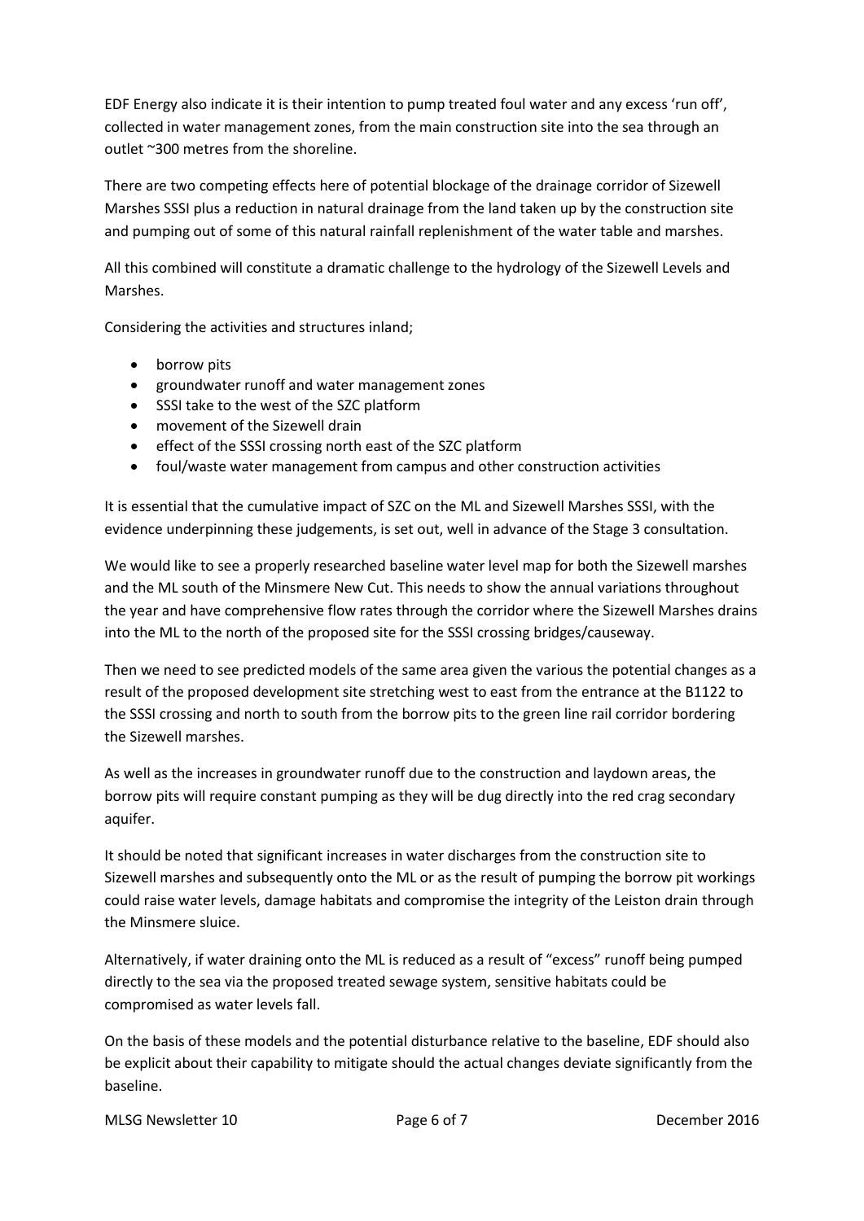EDF Energy also indicate it is their intention to pump treated foul water and any excess 'run off', collected in water management zones, from the main construction site into the sea through an outlet ~300 metres from the shoreline.

There are two competing effects here of potential blockage of the drainage corridor of Sizewell Marshes SSSI plus a reduction in natural drainage from the land taken up by the construction site and pumping out of some of this natural rainfall replenishment of the water table and marshes.

All this combined will constitute a dramatic challenge to the hydrology of the Sizewell Levels and Marshes.

Considering the activities and structures inland;

- borrow pits
- groundwater runoff and water management zones
- SSSI take to the west of the SZC platform
- movement of the Sizewell drain
- effect of the SSSI crossing north east of the SZC platform
- foul/waste water management from campus and other construction activities

It is essential that the cumulative impact of SZC on the ML and Sizewell Marshes SSSI, with the evidence underpinning these judgements, is set out, well in advance of the Stage 3 consultation.

We would like to see a properly researched baseline water level map for both the Sizewell marshes and the ML south of the Minsmere New Cut. This needs to show the annual variations throughout the year and have comprehensive flow rates through the corridor where the Sizewell Marshes drains into the ML to the north of the proposed site for the SSSI crossing bridges/causeway.

Then we need to see predicted models of the same area given the various the potential changes as a result of the proposed development site stretching west to east from the entrance at the B1122 to the SSSI crossing and north to south from the borrow pits to the green line rail corridor bordering the Sizewell marshes.

As well as the increases in groundwater runoff due to the construction and laydown areas, the borrow pits will require constant pumping as they will be dug directly into the red crag secondary aquifer.

It should be noted that significant increases in water discharges from the construction site to Sizewell marshes and subsequently onto the ML or as the result of pumping the borrow pit workings could raise water levels, damage habitats and compromise the integrity of the Leiston drain through the Minsmere sluice.

Alternatively, if water draining onto the ML is reduced as a result of "excess" runoff being pumped directly to the sea via the proposed treated sewage system, sensitive habitats could be compromised as water levels fall.

On the basis of these models and the potential disturbance relative to the baseline, EDF should also be explicit about their capability to mitigate should the actual changes deviate significantly from the baseline.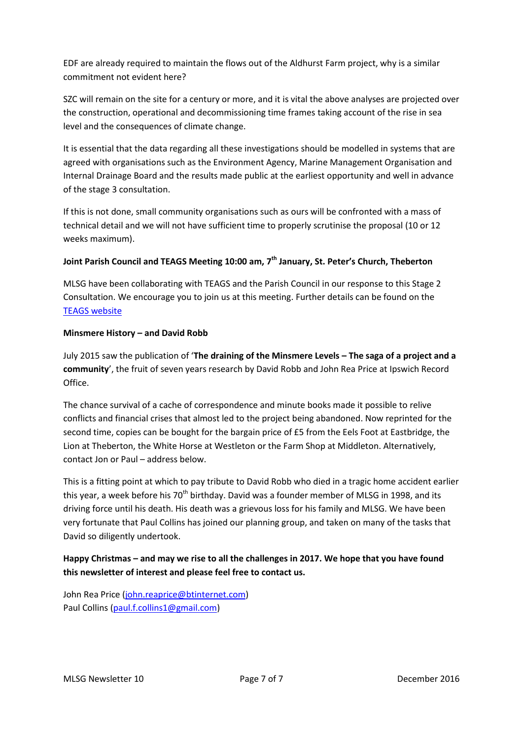EDF are already required to maintain the flows out of the Aldhurst Farm project, why is a similar commitment not evident here?

SZC will remain on the site for a century or more, and it is vital the above analyses are projected over the construction, operational and decommissioning time frames taking account of the rise in sea level and the consequences of climate change.

It is essential that the data regarding all these investigations should be modelled in systems that are agreed with organisations such as the Environment Agency, Marine Management Organisation and Internal Drainage Board and the results made public at the earliest opportunity and well in advance of the stage 3 consultation.

If this is not done, small community organisations such as ours will be confronted with a mass of technical detail and we will not have sufficient time to properly scrutinise the proposal (10 or 12 weeks maximum).

**Joint Parish Council and TEAGS Meeting 10:00 am, 7th January, St. Peter's Church, Theberton**

MLSG have been collaborating with TEAGS and the Parish Council in our response to this Stage 2 Consultation. We encourage you to join us at this meeting. Further details can be found on the TEAGS website

**Minsmere History – and David Robb**

July 2015 saw the publication of '**The draining of the Minsmere Levels – The saga of a project and a community**', the fruit of seven years research by David Robb and John Rea Price at Ipswich Record Office.

The chance survival of a cache of correspondence and minute books made it possible to relive conflicts and financial crises that almost led to the project being abandoned. Now reprinted for the second time, copies can be bought for the bargain price of £5 from the Eels Foot at Eastbridge, the Lion at Theberton, the White Horse at Westleton or the Farm Shop at Middleton. Alternatively, contact Jon or Paul – address below.

This is a fitting point at which to pay tribute to David Robb who died in a tragic home accident earlier this year, a week before his 70th birthday. David was a founder member of MLSG in 1998, and its driving force until his death. His death was a grievous loss for his family and MLSG. We have been very fortunate that Paul Collins has joined our planning group, and taken on many of the tasks that David so diligently undertook.

**Happy Christmas – and may we rise to all the challenges in 2017. We hope that you have found this newsletter of interest and please feel free to contact us.**

John Rea Price (john.reaprice@btinternet.com)
Paul Collins (paul.f.collins1@gmail.com)